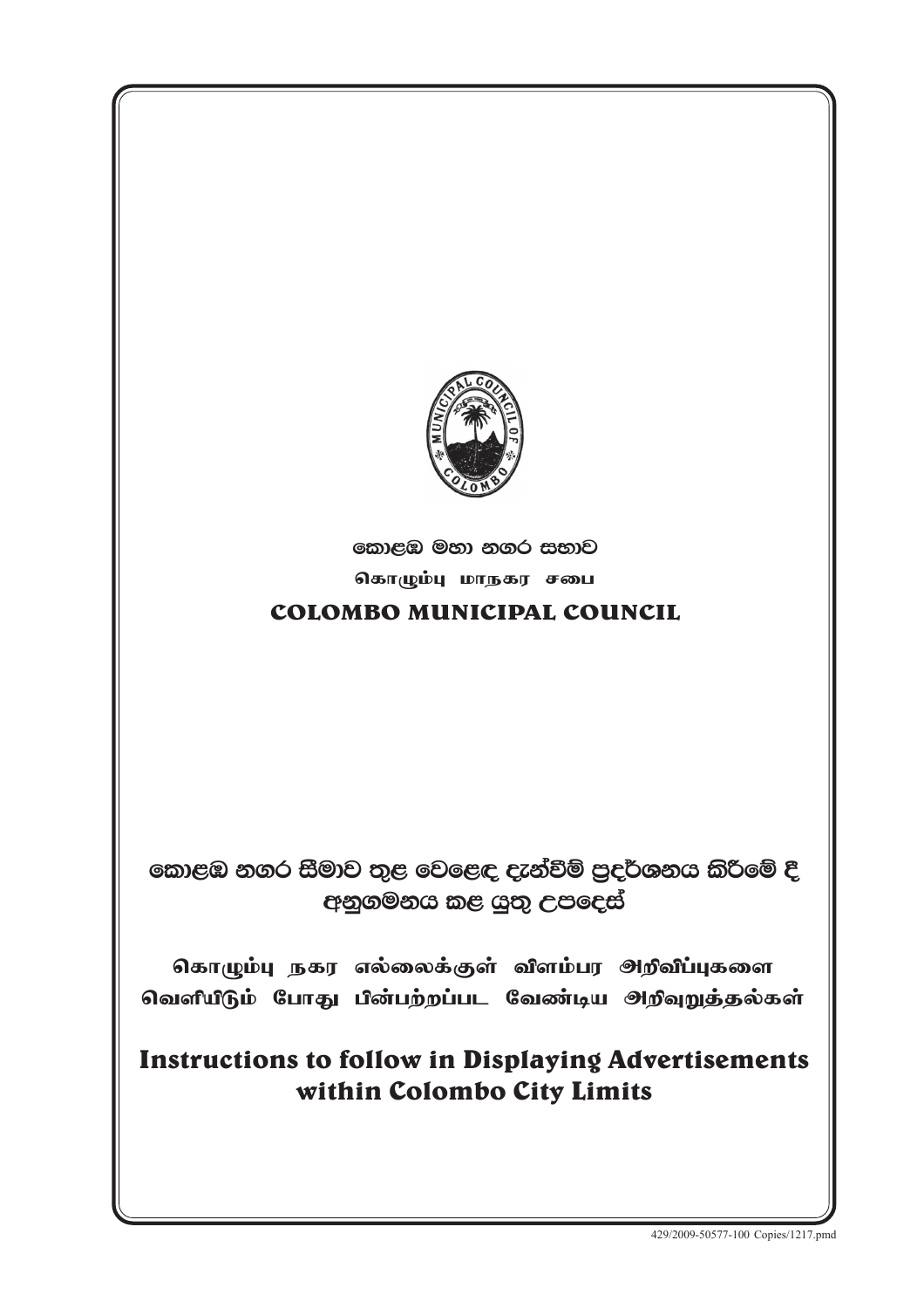කොළඹ මහා නගර සභාව

கொழும்பு மாநகர சபை

**COLOMBO MUNICIPAL COUNCIL**

# කොළඹ නගර සීමාව තුළ වෙළෙඳ දැන්වීම් ප්‍රදර්ශනය කිරීමේ දී අනුගමනය කළ යුතු උපදෙස්

# கொழும்பு நகர எல்லைக்குள் விளம்பர அறிவிப்புகளை வெளியிடும் போது பின்பற்றப்பட வேண்டிய அறிவுறுத்தல்கள்

# Instructions to follow in Displaying Advertisements within Colombo City Limits

429/2009-50577-100 Copies/1217.pmd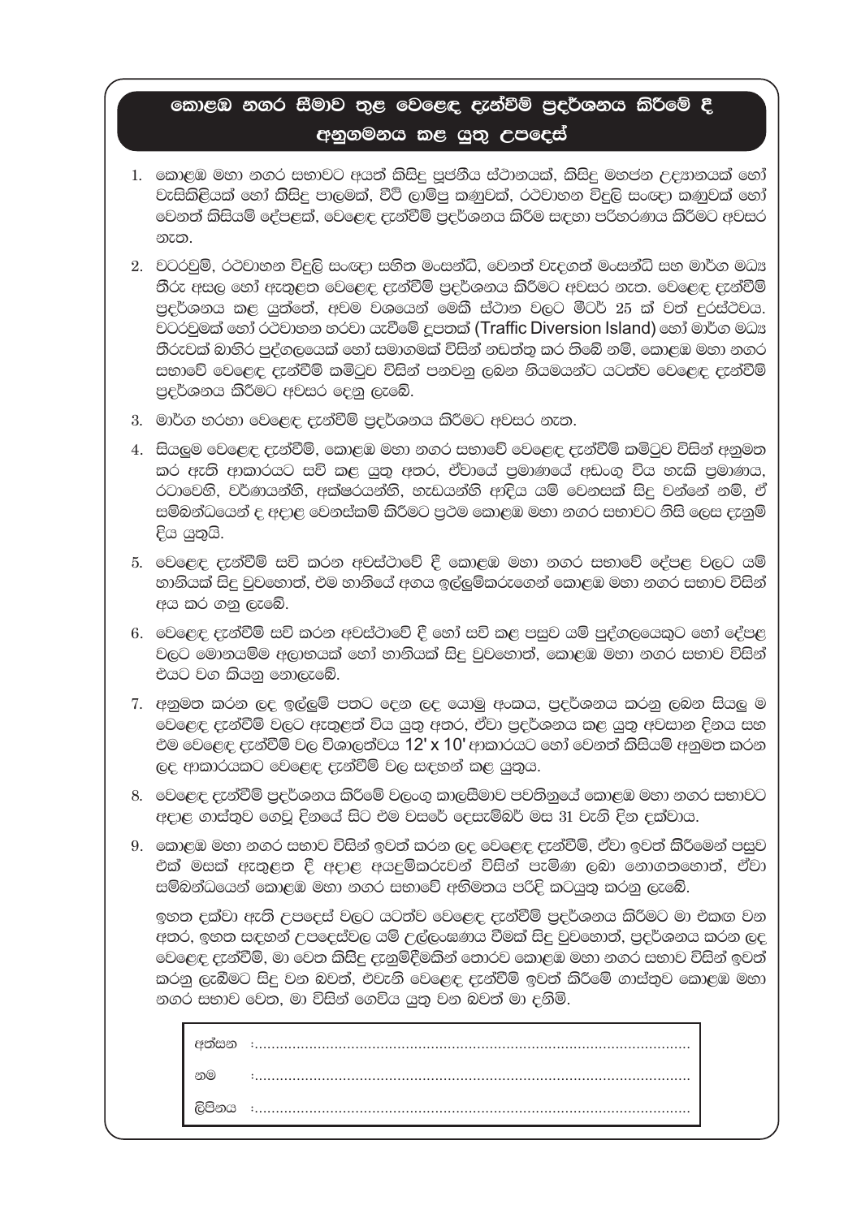## කොළඹ නගර සීමාව තුළ වෙළෙඳ දැන්වීම් ප්‍රදර්ශනය කිරීමේ දී අනුගමනය කළ යුතු උපදෙස්

1. කොළඹ මහා නගර සභාවට අයත් කිසිදු පූජනීය ස්ථානයක්, කිසිදු මහජන උද්‍යානයක් හෝ වැසිකිළියක් හෝ කිසිදු පාලමක්, වීථි ලාම්පු කණුවක්, රථවාහන විදුලි සංඥා කණුවක් හෝ වෙනත් කිසියම් දේපළක්, වෙළෙඳ දැන්වීම් ප්‍රදර්ශනය කිරීම සඳහා පරිහරණය කිරීමට අවසර නැත.
2. වටරවුම්, රථවාහන විදුලි සංඥා සහිත මංසන්ධි, වෙනත් වැදගත් මංසන්ධි සහ මාර්ග මධ්‍ය තීරු අසල හෝ ඇතුළත වෙළෙඳ දැන්වීම් ප්‍රදර්ශනය කිරීමට අවසර නැත. වෙළෙඳ දැන්වීම් ප්‍රදර්ශනය කළ යුත්තේ, අවම වශයෙන් මෙකී ස්ථාන වලට මීටර් 25 ක් වත් දුරස්ථවය. වටරවුමක් හෝ රථවාහන හරවා යැවීමේ දූපතක් (Traffic Diversion Island) හෝ මාර්ග මධ්‍ය තීරුවක් බාහිර පුද්ගලයෙක් හෝ සමාගමක් විසින් නඩත්තු කර තිබේ නම්, කොළඹ මහා නගර සභාවේ වෙළෙඳ දැන්වීම් කමිටුව විසින් පනවනු ලබන නියමයන්ට යටත්ව වෙළෙඳ දැන්වීම් ප්‍රදර්ශනය කිරීමට අවසර දෙනු ලැබේ.
3. මාර්ග හරහා වෙළෙඳ දැන්වීම් ප්‍රදර්ශනය කිරීමට අවසර නැත.
4. සියලුම වෙළෙඳ දැන්වීම්, කොළඹ මහා නගර සභාවේ වෙළෙඳ දැන්වීම් කමිටුව විසින් අනුමත කර ඇති ආකාරයට සවි කළ යුතු අතර, ඒවායේ ප්‍රමාණයේ අඩංගු විය හැකි ප්‍රමාණය, රටාවෙහි, වර්ණයන්හි, අක්ෂරයන්හි, හැඩයන්හි ආදිය යම් වෙනසක් සිදු වන්නේ නම්, ඒ සම්බන්ධයෙන් ද අදාළ වෙනස්කම් කිරීමට ප්‍රථම කොළඹ මහා නගර සභාවට නිසි ලෙස දැනුම් දිය යුතුයි.
5. වෙළෙඳ දැන්වීම් සවි කරන අවස්ථාවේ දී කොළඹ මහා නගර සභාවේ දේපළ වලට යම් හානියක් සිදු වුවහොත්, එම හානියේ අගය ඉල්ලුම්කරුගෙන් කොළඹ මහා නගර සභාව විසින් අය කර ගනු ලැබේ.
6. වෙළෙඳ දැන්වීම් සවි කරන අවස්ථාවේ දී හෝ සවි කළ පසුව යම් පුද්ගලයෙකුට හෝ දේපළ වලට මොනයම්ම අලාභයක් හෝ හානියක් සිදු වුවහොත්, කොළඹ මහා නගර සභාව විසින් එයට වග කියනු නොලැබේ.
7. අනුමත කරන ලද ඉල්ලුම් පතට දෙන ලද යොමු අංකය, ප්‍රදර්ශනය කරනු ලබන සියලු ම වෙළෙඳ දැන්වීම් වලට ඇතුළත් විය යුතු අතර, ඒවා ප්‍රදර්ශනය කළ යුතු අවසාන දිනය සහ එම වෙළෙඳ දැන්වීම් වල විශාලත්වය 12' x 10' ආකාරයට හෝ වෙනත් කිසියම් අනුමත කරන ලද ආකාරයකට වෙළෙඳ දැන්වීම් වල සඳහන් කළ යුතුය.
8. වෙළෙඳ දැන්වීම් ප්‍රදර්ශනය කිරීමේ වලංගු කාලසීමාව පවතිනුයේ කොළඹ මහා නගර සභාවට අදාළ ගාස්තුව ගෙවූ දිනයේ සිට එම වසරේ දෙසැම්බර් මස 31 වැනි දින දක්වාය.
9. කොළඹ මහා නගර සභාව විසින් ඉවත් කරන ලද වෙළෙඳ දැන්වීම්, ඒවා ඉවත් කිරීමෙන් පසුව එක් මසක් ඇතුළත දී අදාළ අයදුම්කරුවන් විසින් පැමිණ ලබා නොගතහොත්, ඒවා සම්බන්ධයෙන් කොළඹ මහා නගර සභාවේ අභිමතය පරිදි කටයුතු කරනු ලැබේ.

ඉහත දක්වා ඇති උපදෙස් වලට යටත්ව වෙළෙඳ දැන්වීම් ප්‍රදර්ශනය කිරීමට මා එකඟ වන අතර, ඉහත සඳහන් උපදෙස්වල යම් උල්ලංඝණය වීමක් සිදු වුවහොත්, ප්‍රදර්ශනය කරන ලද වෙළෙඳ දැන්වීම්, මා වෙත කිසිදු දැනුම්දීමකින් තොරව කොළඹ මහා නගර සභාව විසින් ඉවත් කරනු ලැබීමට සිදු වන බවත්, එවැනි වෙළෙඳ දැන්වීම් ඉවත් කිරීමේ ගාස්තුව කොළඹ මහා නගර සභාව වෙත, මා විසින් ගෙවිය යුතු වන බවත් මා දනිමි.

අත්සන :..........................................................................................................

නම :..........................................................................................................

ලිපිනය :..........................................................................................................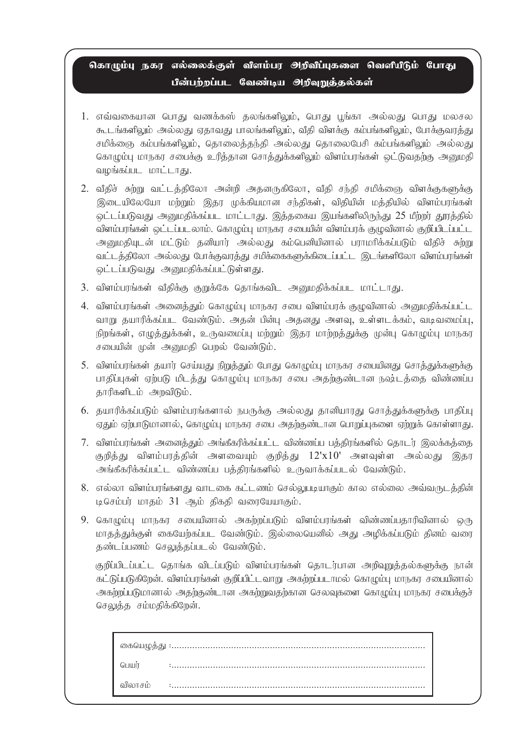## கொழும்பு நகர எல்லைக்குள் விளம்பர அறிவிப்புகளை வெளியிடும் போது பின்பற்றப்பட வேண்டிய அறிவுறுத்தல்கள்

1. எவ்வகையான பொது வணக்கஸ் தலங்களிலும், பொது பூங்கா அல்லது பொது மலசல கூடங்களிலும் அல்லது ஏதாவது பாலங்களிலும், வீதி விளக்கு கம்பங்களிலும், போக்குவரத்து சமிக்ஞை கம்பங்களிலும், தொலைத்தந்தி அல்லது தொலைபேசி கம்பங்களிலும் அல்லது கொழும்பு மாநகர சபைக்கு உரித்தான சொத்துக்களிலும் விளம்பரங்கள் ஒட்டுவதற்கு அனுமதி வழங்கப்பட மாட்டாது.
2. வீதிச் சுற்று வட்டத்திலோ அன்றி அதனருகிலோ, வீதி சந்தி சமிக்ஞை விளக்குகளுக்கு இடையிலேயோ மற்றும் இதர முக்கியமான சந்திகள், வீதியின் மத்தியில் விளம்பரங்கள் ஒட்டப்படுவது அனுமதிக்கப்பட மாட்டாது. இத்தகைய இயங்களிலிருந்து 25 மீற்றர் தூரத்தில் விளம்பரங்கள் ஒட்டப்படலாம். கொழும்பு மாநகர சபையின் விளம்பரக் குழுவினால் குறிப்பிடப்பட்ட அனுமதியுடன் மட்டும் தனியார் அல்லது கம்பெனியினால் பராமரிக்கப்படும் வீதிச் சுற்று வட்டத்திலோ அல்லது போக்குவரத்து சமிக்கைகளுக்கிடைப்பட்ட இடங்களிலோ விளம்பரங்கள் ஒட்டப்படுவது அனுமதிக்கப்பட்டுள்ளது.
3. விளம்பரங்கள் வீதிக்கு குறுக்கே தொங்கவிட அனுமதிக்கப்பட மாட்டாது.
4. விளம்பரங்கள் அனைத்தும் கொழும்பு மாநகர சபை விளம்பரக் குழுவினால் அனுமதிக்கப்பட்ட வாறு தயாரிக்கப்பட வேண்டும். அதன் பின்பு அதனது அளவு, உள்ளடக்கம், வடிவமைப்பு, நிறங்கள், எழுத்துக்கள், உருவமைப்பு மற்றும் இதர மாற்றத்துக்கு முன்பு கொழும்பு மாநகர சபையின் முன் அனுமதி பெறல் வேண்டும்.
5. விளம்பரங்கள் தயார் செய்யது நிறுத்தும் போது கொழும்பு மாநகர சபையினது சொத்துக்களுக்கு பாதிப்புகள் ஏற்படு மிடத்து கொழும்பு மாநகர சபை அதற்குண்டான நஷ்டத்தை விண்ணப்ப தாரிகளிடம் அறவிடும்.
6. தயாரிக்கப்படும் விளம்பரங்களால் நபருக்கு அல்லது தானியாரது சொத்துக்களுக்கு பாதிப்பு ஏதும் ஏற்பாடுமானால், கொழும்பு மாநகர சபை அதற்குண்டான பொறுப்புகளை ஏற்றுக் கொள்ளாது.
7. விளம்பரங்கள் அனைத்தும் அங்கீகரிக்கப்பட்ட விண்ணப்ப பத்திரங்களில் தொடர் இலக்கத்தை குறித்து விளம்பரத்தின் அளவையும் குறித்து 12'x10' அளவுள்ள அல்லது இதர அங்கீகரிக்கப்பட்ட விண்ணப்ப பத்திரங்களில் உருவாக்கப்படல் வேண்டும்.
8. எல்லா விளம்பரங்களது வாடகை கட்டணம் செல்லுபடியாகும் கால எல்லை அவ்வருடத்தின் டிசெம்பர் மாதம் 31 ஆம் திகதி வரையேயாகும்.
9. கொழும்பு மாநகர சபையினால் அகற்றப்படும் விளம்பரங்கள் விண்ணப்பதாரிவினால் ஒரு மாதத்துக்குள் கையேற்கப்பட வேண்டும். இல்லையெனில் அது அழிக்கப்படும் தினம் வரை தண்டப்பணம் செலுத்தப்படல் வேண்டும்.

குறிப்பிடப்பட்ட தொங்க விடப்படும் விளம்பரங்கள் தொடர்பான அறிவுறுத்தல்களுக்கு நான் கட்டுப்படுகிறேன். விளம்பரங்கள் குறிப்பிட்டவாறு அகற்றப்படாமல் கொழும்பு மாநகர சபையினால் அகற்றப்படுமானால் அதற்குண்டான அகற்றுவதற்கான செலவுகளை கொழும்பு மாநகர சபைக்குச் செலுத்த சம்மதிக்கிறேன்.

கையெழுத்து :................................................................................................

பெயர் :................................................................................................

விலாசம் :................................................................................................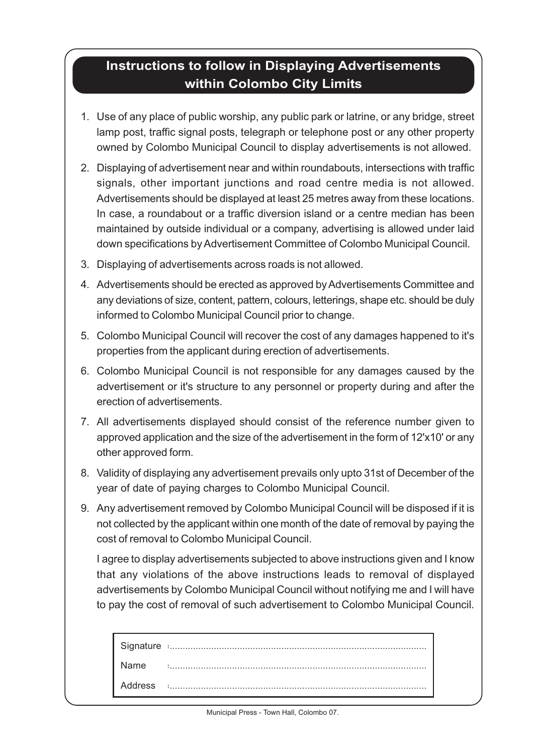## Instructions to follow in Displaying Advertisements within Colombo City Limits

1. Use of any place of public worship, any public park or latrine, or any bridge, street lamp post, traffic signal posts, telegraph or telephone post or any other property owned by Colombo Municipal Council to display advertisements is not allowed.
2. Displaying of advertisement near and within roundabouts, intersections with traffic signals, other important junctions and road centre media is not allowed. Advertisements should be displayed at least 25 metres away from these locations. In case, a roundabout or a traffic diversion island or a centre median has been maintained by outside individual or a company, advertising is allowed under laid down specifications by Advertisement Committee of Colombo Municipal Council.
3. Displaying of advertisements across roads is not allowed.
4. Advertisements should be erected as approved by Advertisements Committee and any deviations of size, content, pattern, colours, letterings, shape etc. should be duly informed to Colombo Municipal Council prior to change.
5. Colombo Municipal Council will recover the cost of any damages happened to it's properties from the applicant during erection of advertisements.
6. Colombo Municipal Council is not responsible for any damages caused by the advertisement or it's structure to any personnel or property during and after the erection of advertisements.
7. All advertisements displayed should consist of the reference number given to approved application and the size of the advertisement in the form of 12'x10' or any other approved form.
8. Validity of displaying any advertisement prevails only upto 31st of December of the year of date of paying charges to Colombo Municipal Council.
9. Any advertisement removed by Colombo Municipal Council will be disposed if it is not collected by the applicant within one month of the date of removal by paying the cost of removal to Colombo Municipal Council.

I agree to display advertisements subjected to above instructions given and I know that any violations of the above instructions leads to removal of displayed advertisements by Colombo Municipal Council without notifying me and I will have to pay the cost of removal of such advertisement to Colombo Municipal Council.

Signature :..................................................................................................

Name :..................................................................................................

Address :..................................................................................................

Municipal Press - Town Hall, Colombo 07.